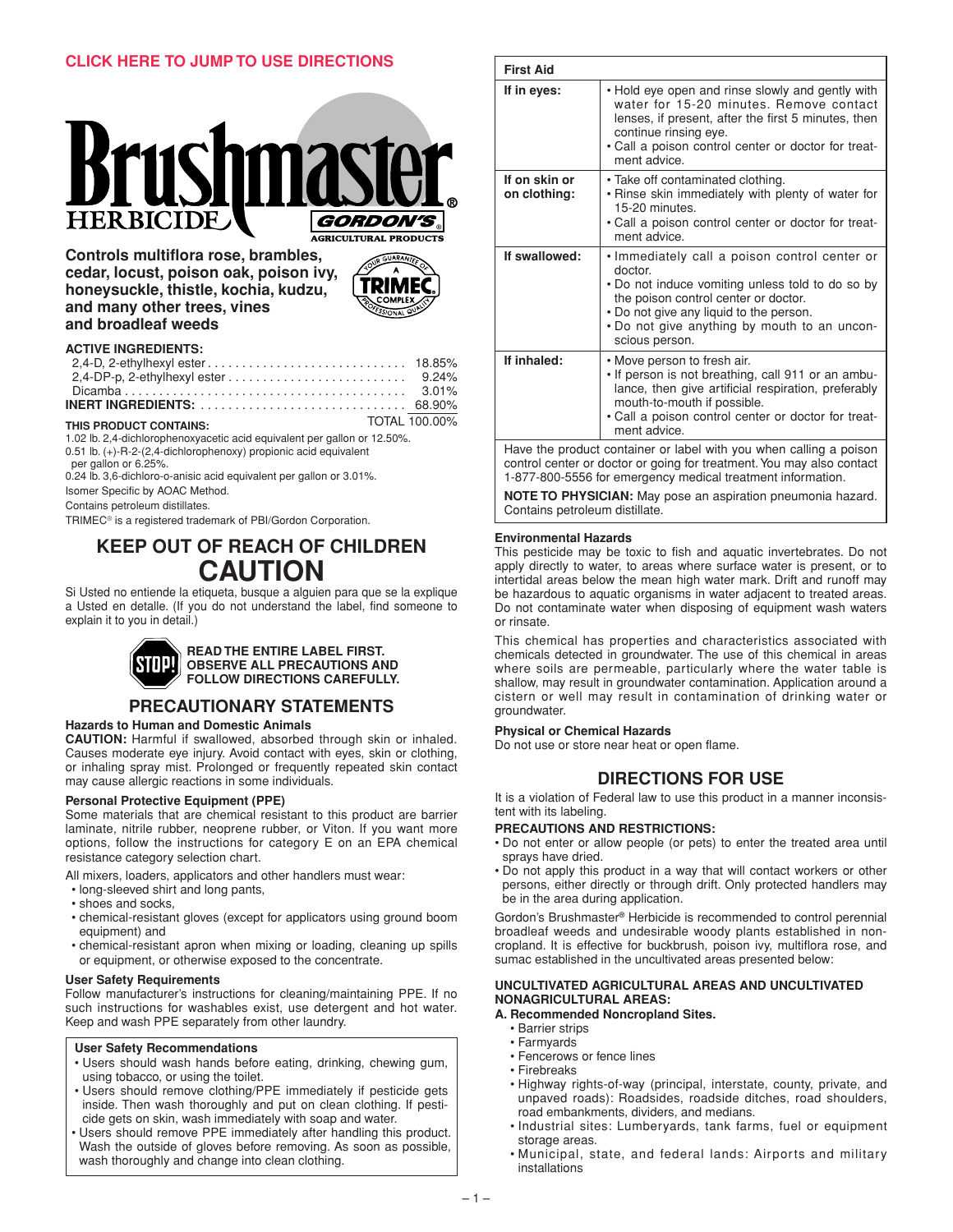CLICK HERE TO JUMP TO USE DIRECTIONS

# Brushmaster® HERBICIDE

GORDON'S® AGRICULTURAL PRODUCTS

**Controls multiflora rose, brambles, cedar, locust, poison oak, poison ivy, honeysuckle, thistle, kochia, kudzu, and many other trees, vines and broadleaf weeds**

YOUR GUARANTEE OF A TRIMEC COMPLEX PROFESSIONAL QUALITY

**ACTIVE INGREDIENTS:**

| | |
|---|---|
| 2,4-D, 2-ethylhexyl ester | 18.85% |
| 2,4-DP-p, 2-ethylhexyl ester | 9.24% |
| Dicamba | 3.01% |
| **INERT INGREDIENTS:** | 68.90% |
| | TOTAL 100.00% |

**THIS PRODUCT CONTAINS:**

1.02 lb. 2,4-dichlorophenoxyacetic acid equivalent per gallon or 12.50%.
0.51 lb. (+)-R-2-(2,4-dichlorophenoxy) propionic acid equivalent per gallon or 6.25%.
0.24 lb. 3,6-dichloro-o-anisic acid equivalent per gallon or 3.01%.
Isomer Specific by AOAC Method.
Contains petroleum distillates.
TRIMEC® is a registered trademark of PBI/Gordon Corporation.

## KEEP OUT OF REACH OF CHILDREN
## CAUTION

Si Usted no entiende la etiqueta, busque a alguien para que se la explique a Usted en detalle. (If you do not understand the label, find someone to explain it to you in detail.)

STOP! **READ THE ENTIRE LABEL FIRST. OBSERVE ALL PRECAUTIONS AND FOLLOW DIRECTIONS CAREFULLY.**

## PRECAUTIONARY STATEMENTS

### Hazards to Human and Domestic Animals

**CAUTION:** Harmful if swallowed, absorbed through skin or inhaled. Causes moderate eye injury. Avoid contact with eyes, skin or clothing, or inhaling spray mist. Prolonged or frequently repeated skin contact may cause allergic reactions in some individuals.

### Personal Protective Equipment (PPE)

Some materials that are chemical resistant to this product are barrier laminate, nitrile rubber, neoprene rubber, or Viton. If you want more options, follow the instructions for category E on an EPA chemical resistance category selection chart.

All mixers, loaders, applicators and other handlers must wear:
- long-sleeved shirt and long pants,
- shoes and socks,
- chemical-resistant gloves (except for applicators using ground boom equipment) and
- chemical-resistant apron when mixing or loading, cleaning up spills or equipment, or otherwise exposed to the concentrate.

### User Safety Requirements

Follow manufacturer's instructions for cleaning/maintaining PPE. If no such instructions for washables exist, use detergent and hot water. Keep and wash PPE separately from other laundry.

### User Safety Recommendations

- Users should wash hands before eating, drinking, chewing gum, using tobacco, or using the toilet.
- Users should remove clothing/PPE immediately if pesticide gets inside. Then wash thoroughly and put on clean clothing. If pesticide gets on skin, wash immediately with soap and water.
- Users should remove PPE immediately after handling this product. Wash the outside of gloves before removing. As soon as possible, wash thoroughly and change into clean clothing.

| First Aid | |
|---|---|
| **If in eyes:** | • Hold eye open and rinse slowly and gently with water for 15-20 minutes. Remove contact lenses, if present, after the first 5 minutes, then continue rinsing eye. • Call a poison control center or doctor for treatment advice. |
| **If on skin or on clothing:** | • Take off contaminated clothing. • Rinse skin immediately with plenty of water for 15-20 minutes. • Call a poison control center or doctor for treatment advice. |
| **If swallowed:** | • Immediately call a poison control center or doctor. • Do not induce vomiting unless told to do so by the poison control center or doctor. • Do not give any liquid to the person. • Do not give anything by mouth to an unconscious person. |
| **If inhaled:** | • Move person to fresh air. • If person is not breathing, call 911 or an ambulance, then give artificial respiration, preferably mouth-to-mouth if possible. • Call a poison control center or doctor for treatment advice. |

Have the product container or label with you when calling a poison control center or doctor or going for treatment. You may also contact 1-877-800-5556 for emergency medical treatment information.

**NOTE TO PHYSICIAN:** May pose an aspiration pneumonia hazard. Contains petroleum distillate.

### Environmental Hazards

This pesticide may be toxic to fish and aquatic invertebrates. Do not apply directly to water, to areas where surface water is present, or to intertidal areas below the mean high water mark. Drift and runoff may be hazardous to aquatic organisms in water adjacent to treated areas. Do not contaminate water when disposing of equipment wash waters or rinsate.

This chemical has properties and characteristics associated with chemicals detected in groundwater. The use of this chemical in areas where soils are permeable, particularly where the water table is shallow, may result in groundwater contamination. Application around a cistern or well may result in contamination of drinking water or groundwater.

### Physical or Chemical Hazards

Do not use or store near heat or open flame.

## DIRECTIONS FOR USE

It is a violation of Federal law to use this product in a manner inconsistent with its labeling.

**PRECAUTIONS AND RESTRICTIONS:**
- Do not enter or allow people (or pets) to enter the treated area until sprays have dried.
- Do not apply this product in a way that will contact workers or other persons, either directly or through drift. Only protected handlers may be in the area during application.

Gordon's Brushmaster® Herbicide is recommended to control perennial broadleaf weeds and undesirable woody plants established in noncropland. It is effective for buckbrush, poison ivy, multiflora rose, and sumac established in the uncultivated areas presented below:

**UNCULTIVATED AGRICULTURAL AREAS AND UNCULTIVATED NONAGRICULTURAL AREAS:**

**A. Recommended Noncropland Sites.**
- Barrier strips
- Farmyards
- Fencerows or fence lines
- Firebreaks
- Highway rights-of-way (principal, interstate, county, private, and unpaved roads): Roadsides, roadside ditches, road shoulders, road embankments, dividers, and medians.
- Industrial sites: Lumberyards, tank farms, fuel or equipment storage areas.
- Municipal, state, and federal lands: Airports and military installations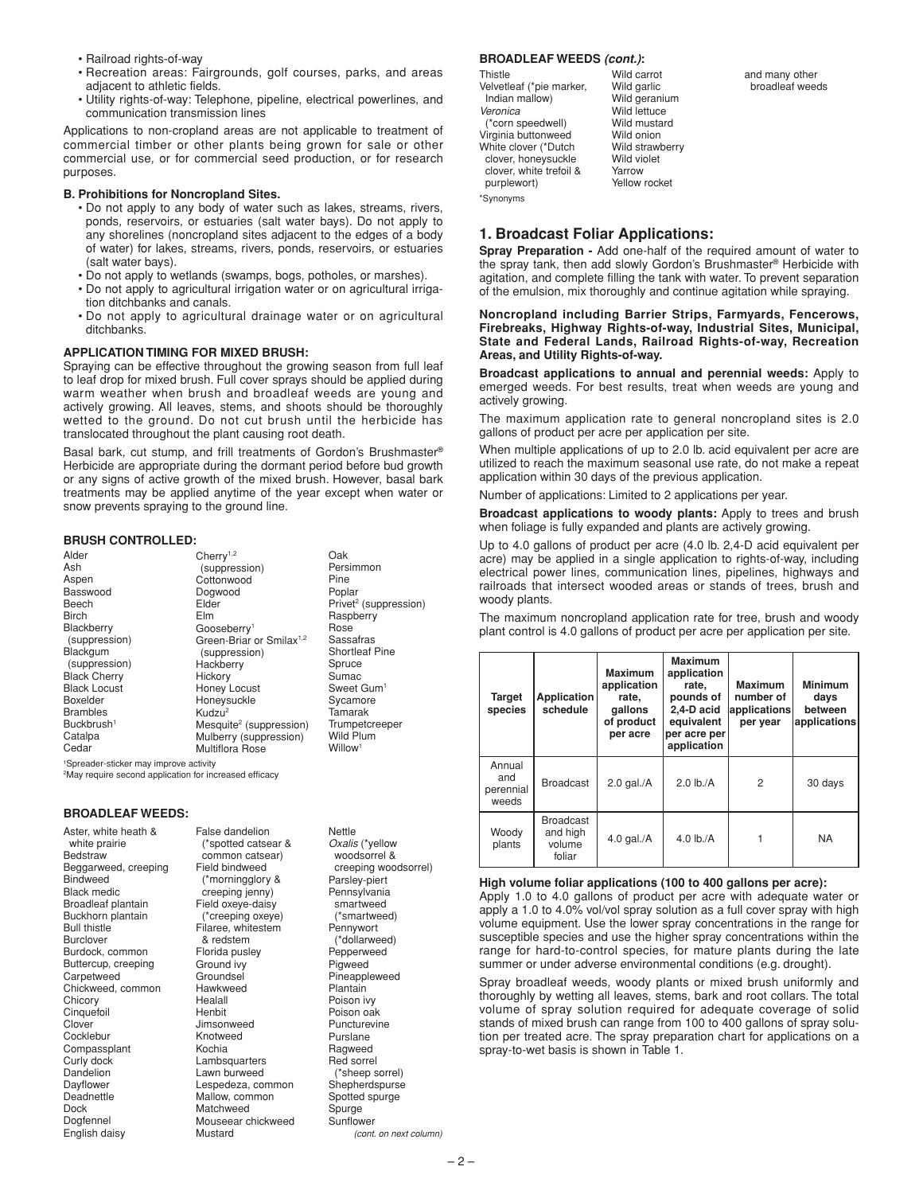- Railroad rights-of-way
- Recreation areas: Fairgrounds, golf courses, parks, and areas adjacent to athletic fields.
- Utility rights-of-way: Telephone, pipeline, electrical powerlines, and communication transmission lines

Applications to non-cropland areas are not applicable to treatment of commercial timber or other plants being grown for sale or other commercial use, or for commercial seed production, or for research purposes.

**B. Prohibitions for Noncropland Sites.**

- Do not apply to any body of water such as lakes, streams, rivers, ponds, reservoirs, or estuaries (salt water bays). Do not apply to any shorelines (noncropland sites adjacent to the edges of a body of water) for lakes, streams, rivers, ponds, reservoirs, or estuaries (salt water bays).
- Do not apply to wetlands (swamps, bogs, potholes, or marshes).
- Do not apply to agricultural irrigation water or on agricultural irrigation ditchbanks and canals.
- Do not apply to agricultural drainage water or on agricultural ditchbanks.

**APPLICATION TIMING FOR MIXED BRUSH:**

Spraying can be effective throughout the growing season from full leaf to leaf drop for mixed brush. Full cover sprays should be applied during warm weather when brush and broadleaf weeds are young and actively growing. All leaves, stems, and shoots should be thoroughly wetted to the ground. Do not cut brush until the herbicide has translocated throughout the plant causing root death.

Basal bark, cut stump, and frill treatments of Gordon's Brushmaster® Herbicide are appropriate during the dormant period before bud growth or any signs of active growth of the mixed brush. However, basal bark treatments may be applied anytime of the year except when water or snow prevents spraying to the ground line.

**BRUSH CONTROLLED:**

Alder
Ash
Aspen
Basswood
Beech
Birch
Blackberry (suppression)
Blackgum (suppression)
Black Cherry
Black Locust
Boxelder
Brambles
Buckbrush[1]
Catalpa
Cedar
Cherry[1,2] (suppression)
Cottonwood
Dogwood
Elder
Elm
Gooseberry[1]
Green-Briar or Smilax[1,2] (suppression)
Hackberry
Hickory
Honey Locust
Honeysuckle
Kudzu[2]
Mesquite[2] (suppression)
Mulberry (suppression)
Multiflora Rose
Oak
Persimmon
Pine
Poplar
Privet[2] (suppression)
Raspberry
Rose
Sassafras
Shortleaf Pine
Spruce
Sumac
Sweet Gum[1]
Sycamore
Tamarak
Trumpetcreeper
Wild Plum
Willow[1]

[1]Spreader-sticker may improve activity
[2]May require second application for increased efficacy

**BROADLEAF WEEDS:**

Aster, white heath & white prairie
Bedstraw
Beggarweed, creeping
Bindweed
Black medic
Broadleaf plantain
Buckhorn plantain
Bull thistle
Burclover
Burdock, common
Buttercup, creeping
Carpetweed
Chickweed, common
Chicory
Cinquefoil
Clover
Cocklebur
Compassplant
Curly dock
Dandelion
Dayflower
Deadnettle
Dock
Dogfennel
English daisy
False dandelion (*spotted catsear & common catsear)
Field bindweed (*morningglory & creeping jenny)
Field oxeye-daisy (*creeping oxeye)
Filaree, whitestem & redstem
Florida pusley
Ground ivy
Groundsel
Hawkweed
Healall
Henbit
Jimsonweed
Knotweed
Kochia
Lambsquarters
Lawn burweed
Lespedeza, common
Mallow, common
Matchweed
Mouseear chickweed
Mustard
Nettle
*Oxalis* (*yellow woodsorrel & creeping woodsorrel)
Parsley-piert
Pennsylvania smartweed (*smartweed)
Pennywort (*dollarweed)
Pepperweed
Pigweed
Pineappleweed
Plantain
Poison ivy
Poison oak
Puncturevine
Purslane
Ragweed
Red sorrel (*sheep sorrel)
Shepherdspurse
Spotted spurge
Spurge
Sunflower
*(cont. on next column)*

**BROADLEAF WEEDS *(cont.)*:**

Thistle
Velvetleaf (*pie marker, Indian mallow)
*Veronica* (*corn speedwell)
Virginia buttonweed
White clover (*Dutch clover, honeysuckle clover, white trefoil & purplewort)
Wild carrot
Wild garlic
Wild geranium
Wild lettuce
Wild mustard
Wild onion
Wild strawberry
Wild violet
Yarrow
Yellow rocket
and many other broadleaf weeds

*Synonyms

## 1. Broadcast Foliar Applications:

**Spray Preparation -** Add one-half of the required amount of water to the spray tank, then add slowly Gordon's Brushmaster® Herbicide with agitation, and complete filling the tank with water. To prevent separation of the emulsion, mix thoroughly and continue agitation while spraying.

**Noncropland including Barrier Strips, Farmyards, Fencerows, Firebreaks, Highway Rights-of-way, Industrial Sites, Municipal, State and Federal Lands, Railroad Rights-of-way, Recreation Areas, and Utility Rights-of-way.**

**Broadcast applications to annual and perennial weeds:** Apply to emerged weeds. For best results, treat when weeds are young and actively growing.

The maximum application rate to general noncropland sites is 2.0 gallons of product per acre per application per site.

When multiple applications of up to 2.0 lb. acid equivalent per acre are utilized to reach the maximum seasonal use rate, do not make a repeat application within 30 days of the previous application.

Number of applications: Limited to 2 applications per year.

**Broadcast applications to woody plants:** Apply to trees and brush when foliage is fully expanded and plants are actively growing.

Up to 4.0 gallons of product per acre (4.0 lb. 2,4-D acid equivalent per acre) may be applied in a single application to rights-of-way, including electrical power lines, communication lines, pipelines, highways and railroads that intersect wooded areas or stands of trees, brush and woody plants.

The maximum noncropland application rate for tree, brush and woody plant control is 4.0 gallons of product per acre per application per site.

| Target species | Application schedule | Maximum application rate, gallons of product per acre | Maximum application rate, pounds of 2,4-D acid equivalent per acre per application | Maximum number of applications per year | Minimum days between applications |
|---|---|---|---|---|---|
| Annual and perennial weeds | Broadcast | 2.0 gal./A | 2.0 lb./A | 2 | 30 days |
| Woody plants | Broadcast and high volume foliar | 4.0 gal./A | 4.0 lb./A | 1 | NA |

**High volume foliar applications (100 to 400 gallons per acre):**

Apply 1.0 to 4.0 gallons of product per acre with adequate water or apply a 1.0 to 4.0% vol/vol spray solution as a full cover spray with high volume equipment. Use the lower spray concentrations in the range for susceptible species and use the higher spray concentrations within the range for hard-to-control species, for mature plants during the late summer or under adverse environmental conditions (e.g. drought).

Spray broadleaf weeds, woody plants or mixed brush uniformly and thoroughly by wetting all leaves, stems, bark and root collars. The total volume of spray solution required for adequate coverage of solid stands of mixed brush can range from 100 to 400 gallons of spray solution per treated acre. The spray preparation chart for applications on a spray-to-wet basis is shown in Table 1.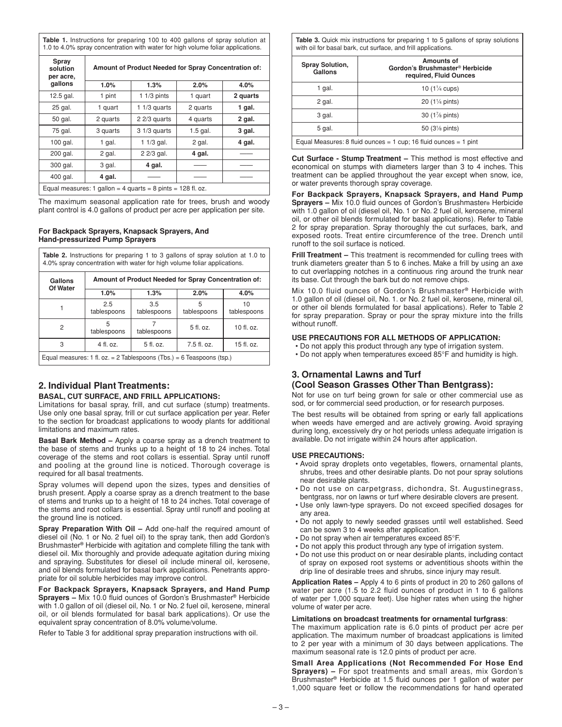**Table 1.** Instructions for preparing 100 to 400 gallons of spray solution at 1.0 to 4.0% spray concentration with water for high volume foliar applications.

| Spray solution per acre, gallons | Amount of Product Needed for Spray Concentration of: | | | |
|---|---|---|---|---|
| | 1.0% | 1.3% | 2.0% | 4.0% |
| 12.5 gal. | 1 pint | 1 1/3 pints | 1 quart | **2 quarts** |
| 25 gal. | 1 quart | 1 1/3 quarts | 2 quarts | **1 gal.** |
| 50 gal. | 2 quarts | 2 2/3 quarts | 4 quarts | **2 gal.** |
| 75 gal. | 3 quarts | 3 1/3 quarts | 1.5 gal. | **3 gal.** |
| 100 gal. | 1 gal. | 1 1/3 gal. | 2 gal. | **4 gal.** |
| 200 gal. | 2 gal. | 2 2/3 gal. | **4 gal.** | —— |
| 300 gal. | 3 gal. | **4 gal.** | —— | —— |
| 400 gal. | **4 gal.** | —— | —— | —— |

Equal measures: 1 gallon = 4 quarts = 8 pints = 128 fl. oz.

The maximum seasonal application rate for trees, brush and woody plant control is 4.0 gallons of product per acre per application per site.

#### For Backpack Sprayers, Knapsack Sprayers, And Hand-pressurized Pump Sprayers

**Table 2.** Instructions for preparing 1 to 3 gallons of spray solution at 1.0 to 4.0% spray concentration with water for high volume foliar applications.

| Gallons Of Water | Amount of Product Needed for Spray Concentration of: | | | |
|---|---|---|---|---|
| | 1.0% | 1.3% | 2.0% | 4.0% |
| 1 | 2.5 tablespoons | 3.5 tablespoons | 5 tablespoons | 10 tablespoons |
| 2 | 5 tablespoons | 7 tablespoons | 5 fl. oz. | 10 fl. oz. |
| 3 | 4 fl. oz. | 5 fl. oz. | 7.5 fl. oz. | 15 fl. oz. |

Equal measures: 1 fl. oz. = 2 Tablespoons (Tbs.) = 6 Teaspoons (tsp.)

## 2. Individual Plant Treatments:

### BASAL, CUT SURFACE, AND FRILL APPLICATIONS:

Limitations for basal spray, frill, and cut surface (stump) treatments. Use only one basal spray, frill or cut surface application per year. Refer to the section for broadcast applications to woody plants for additional limitations and maximum rates.

**Basal Bark Method –** Apply a coarse spray as a drench treatment to the base of stems and trunks up to a height of 18 to 24 inches. Total coverage of the stems and root collars is essential. Spray until runoff and pooling at the ground line is noticed. Thorough coverage is required for all basal treatments.

Spray volumes will depend upon the sizes, types and densities of brush present. Apply a coarse spray as a drench treatment to the base of stems and trunks up to a height of 18 to 24 inches. Total coverage of the stems and root collars is essential. Spray until runoff and pooling at the ground line is noticed.

**Spray Preparation With Oil –** Add one-half the required amount of diesel oil (No. 1 or No. 2 fuel oil) to the spray tank, then add Gordon's Brushmaster® Herbicide with agitation and complete filling the tank with diesel oil. Mix thoroughly and provide adequate agitation during mixing and spraying. Substitutes for diesel oil include mineral oil, kerosene, and oil blends formulated for basal bark applications. Penetrants appropriate for oil soluble herbicides may improve control.

**For Backpack Sprayers, Knapsack Sprayers, and Hand Pump Sprayers –** Mix 10.0 fluid ounces of Gordon's Brushmaster® Herbicide with 1.0 gallon of oil (diesel oil, No. 1 or No. 2 fuel oil, kerosene, mineral oil, or oil blends formulated for basal bark applications). Or use the equivalent spray concentration of 8.0% volume/volume.

Refer to Table 3 for additional spray preparation instructions with oil.

**Table 3.** Quick mix instructions for preparing 1 to 5 gallons of spray solutions with oil for basal bark, cut surface, and frill applications.

| Spray Solution, Gallons | Amounts of Gordon's Brushmaster® Herbicide required, Fluid Ounces |
|---|---|
| 1 gal. | 10 (1¼ cups) |
| 2 gal. | 20 (1¼ pints) |
| 3 gal. | 30 (1⅞ pints) |
| 5 gal. | 50 (3⅛ pints) |

Equal Measures: 8 fluid ounces = 1 cup; 16 fluid ounces = 1 pint

**Cut Surface - Stump Treatment –** This method is most effective and economical on stumps with diameters larger than 3 to 4 inches. This treatment can be applied throughout the year except when snow, ice, or water prevents thorough spray coverage.

**For Backpack Sprayers, Knapsack Sprayers, and Hand Pump Sprayers –** Mix 10.0 fluid ounces of Gordon's Brushmaster® Herbicide with 1.0 gallon of oil (diesel oil, No. 1 or No. 2 fuel oil, kerosene, mineral oil, or other oil blends formulated for basal applications). Refer to Table 2 for spray preparation. Spray thoroughly the cut surfaces, bark, and exposed roots. Treat entire circumference of the tree. Drench until runoff to the soil surface is noticed.

**Frill Treatment –** This treatment is recommended for culling trees with trunk diameters greater than 5 to 6 inches. Make a frill by using an axe to cut overlapping notches in a continuous ring around the trunk near its base. Cut through the bark but do not remove chips.

Mix 10.0 fluid ounces of Gordon's Brushmaster® Herbicide with 1.0 gallon of oil (diesel oil, No. 1. or No. 2 fuel oil, kerosene, mineral oil, or other oil blends formulated for basal applications). Refer to Table 2 for spray preparation. Spray or pour the spray mixture into the frills without runoff.

#### USE PRECAUTIONS FOR ALL METHODS OF APPLICATION:

- Do not apply this product through any type of irrigation system.
- Do not apply when temperatures exceed 85°F and humidity is high.

## 3. Ornamental Lawns and Turf (Cool Season Grasses Other Than Bentgrass):

Not for use on turf being grown for sale or other commercial use as sod, or for commercial seed production, or for research purposes.

The best results will be obtained from spring or early fall applications when weeds have emerged and are actively growing. Avoid spraying during long, excessively dry or hot periods unless adequate irrigation is available. Do not irrigate within 24 hours after application.

#### USE PRECAUTIONS:

- Avoid spray droplets onto vegetables, flowers, ornamental plants, shrubs, trees and other desirable plants. Do not pour spray solutions near desirable plants.
- Do not use on carpetgrass, dichondra, St. Augustinegrass, bentgrass, nor on lawns or turf where desirable clovers are present.
- Use only lawn-type sprayers. Do not exceed specified dosages for any area.
- Do not apply to newly seeded grasses until well established. Seed can be sown 3 to 4 weeks after application.
- Do not spray when air temperatures exceed 85°F.
- Do not apply this product through any type of irrigation system.
- Do not use this product on or near desirable plants, including contact of spray on exposed root systems or adventitious shoots within the drip line of desirable trees and shrubs, since injury may result.

**Application Rates –** Apply 4 to 6 pints of product in 20 to 260 gallons of water per acre (1.5 to 2.2 fluid ounces of product in 1 to 6 gallons of water per 1,000 square feet). Use higher rates when using the higher volume of water per acre.

**Limitations on broadcast treatments for ornamental turfgrass**:
The maximum application rate is 6.0 pints of product per acre per application. The maximum number of broadcast applications is limited to 2 per year with a minimum of 30 days between applications. The maximum seasonal rate is 12.0 pints of product per acre.

**Small Area Applications (Not Recommended For Hose End Sprayers) –** For spot treatments and small areas, mix Gordon's Brushmaster® Herbicide at 1.5 fluid ounces per 1 gallon of water per 1,000 square feet or follow the recommendations for hand operated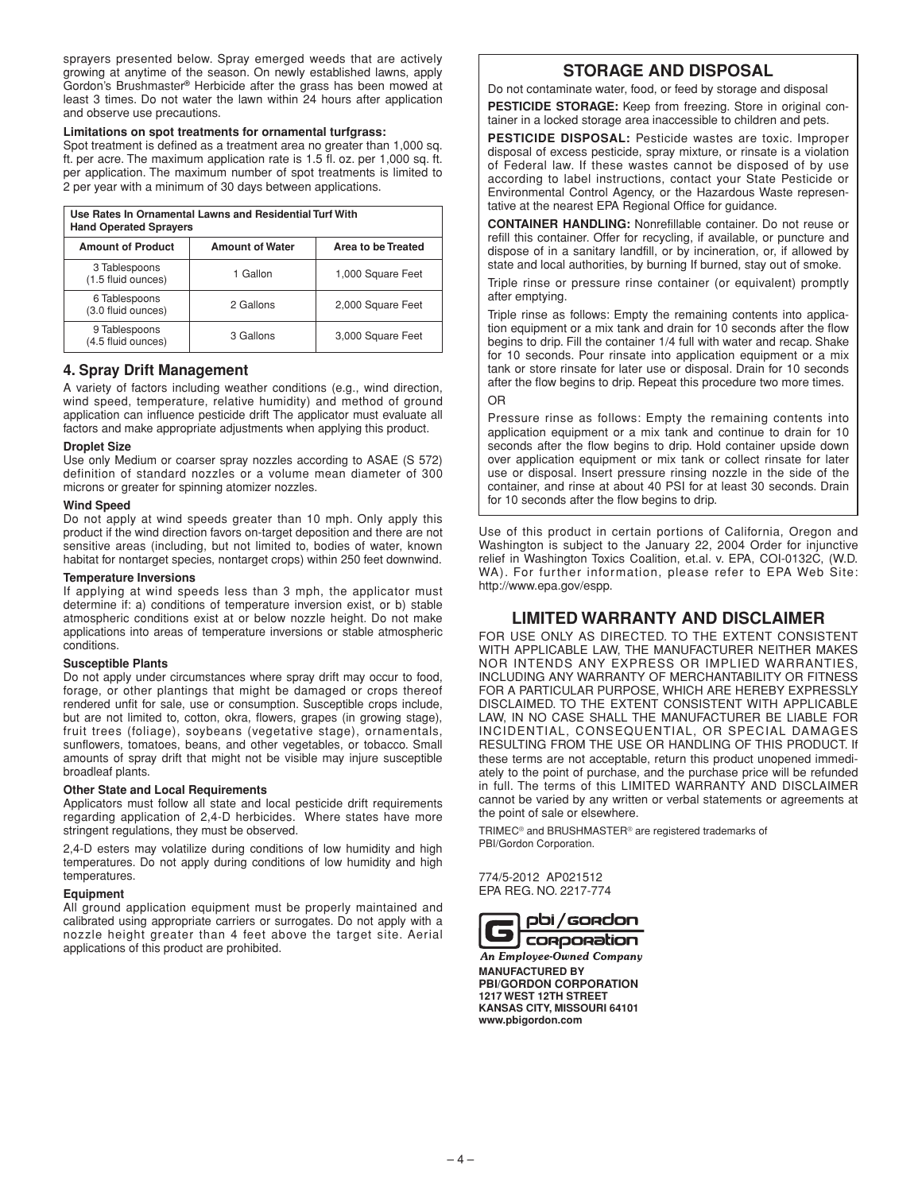sprayers presented below. Spray emerged weeds that are actively growing at anytime of the season. On newly established lawns, apply Gordon's Brushmaster® Herbicide after the grass has been mowed at least 3 times. Do not water the lawn within 24 hours after application and observe use precautions.

**Limitations on spot treatments for ornamental turfgrass:**
Spot treatment is defined as a treatment area no greater than 1,000 sq. ft. per acre. The maximum application rate is 1.5 fl. oz. per 1,000 sq. ft. per application. The maximum number of spot treatments is limited to 2 per year with a minimum of 30 days between applications.

| Use Rates In Ornamental Lawns and Residential Turf With Hand Operated Sprayers | | |
|---|---|---|
| **Amount of Product** | **Amount of Water** | **Area to be Treated** |
| 3 Tablespoons (1.5 fluid ounces) | 1 Gallon | 1,000 Square Feet |
| 6 Tablespoons (3.0 fluid ounces) | 2 Gallons | 2,000 Square Feet |
| 9 Tablespoons (4.5 fluid ounces) | 3 Gallons | 3,000 Square Feet |

## 4. Spray Drift Management

A variety of factors including weather conditions (e.g., wind direction, wind speed, temperature, relative humidity) and method of ground application can influence pesticide drift The applicator must evaluate all factors and make appropriate adjustments when applying this product.

**Droplet Size**
Use only Medium or coarser spray nozzles according to ASAE (S 572) definition of standard nozzles or a volume mean diameter of 300 microns or greater for spinning atomizer nozzles.

**Wind Speed**
Do not apply at wind speeds greater than 10 mph. Only apply this product if the wind direction favors on-target deposition and there are not sensitive areas (including, but not limited to, bodies of water, known habitat for nontarget species, nontarget crops) within 250 feet downwind.

**Temperature Inversions**
If applying at wind speeds less than 3 mph, the applicator must determine if: a) conditions of temperature inversion exist, or b) stable atmospheric conditions exist at or below nozzle height. Do not make applications into areas of temperature inversions or stable atmospheric conditions.

**Susceptible Plants**
Do not apply under circumstances where spray drift may occur to food, forage, or other plantings that might be damaged or crops thereof rendered unfit for sale, use or consumption. Susceptible crops include, but are not limited to, cotton, okra, flowers, grapes (in growing stage), fruit trees (foliage), soybeans (vegetative stage), ornamentals, sunflowers, tomatoes, beans, and other vegetables, or tobacco. Small amounts of spray drift that might not be visible may injure susceptible broadleaf plants.

**Other State and Local Requirements**
Applicators must follow all state and local pesticide drift requirements regarding application of 2,4-D herbicides. Where states have more stringent regulations, they must be observed.

2,4-D esters may volatilize during conditions of low humidity and high temperatures. Do not apply during conditions of low humidity and high temperatures.

**Equipment**
All ground application equipment must be properly maintained and calibrated using appropriate carriers or surrogates. Do not apply with a nozzle height greater than 4 feet above the target site. Aerial applications of this product are prohibited.

## STORAGE AND DISPOSAL

Do not contaminate water, food, or feed by storage and disposal

**PESTICIDE STORAGE:** Keep from freezing. Store in original container in a locked storage area inaccessible to children and pets.

**PESTICIDE DISPOSAL:** Pesticide wastes are toxic. Improper disposal of excess pesticide, spray mixture, or rinsate is a violation of Federal law. If these wastes cannot be disposed of by use according to label instructions, contact your State Pesticide or Environmental Control Agency, or the Hazardous Waste representative at the nearest EPA Regional Office for guidance.

**CONTAINER HANDLING:** Nonrefillable container. Do not reuse or refill this container. Offer for recycling, if available, or puncture and dispose of in a sanitary landfill, or by incineration, or, if allowed by state and local authorities, by burning If burned, stay out of smoke.

Triple rinse or pressure rinse container (or equivalent) promptly after emptying.

Triple rinse as follows: Empty the remaining contents into application equipment or a mix tank and drain for 10 seconds after the flow begins to drip. Fill the container 1/4 full with water and recap. Shake for 10 seconds. Pour rinsate into application equipment or a mix tank or store rinsate for later use or disposal. Drain for 10 seconds after the flow begins to drip. Repeat this procedure two more times.

OR

Pressure rinse as follows: Empty the remaining contents into application equipment or a mix tank and continue to drain for 10 seconds after the flow begins to drip. Hold container upside down over application equipment or mix tank or collect rinsate for later use or disposal. Insert pressure rinsing nozzle in the side of the container, and rinse at about 40 PSI for at least 30 seconds. Drain for 10 seconds after the flow begins to drip.

Use of this product in certain portions of California, Oregon and Washington is subject to the January 22, 2004 Order for injunctive relief in Washington Toxics Coalition, et.al. v. EPA, COI-0132C, (W.D. WA). For further information, please refer to EPA Web Site: http://www.epa.gov/espp.

## LIMITED WARRANTY AND DISCLAIMER

FOR USE ONLY AS DIRECTED. TO THE EXTENT CONSISTENT WITH APPLICABLE LAW, THE MANUFACTURER NEITHER MAKES NOR INTENDS ANY EXPRESS OR IMPLIED WARRANTIES, INCLUDING ANY WARRANTY OF MERCHANTABILITY OR FITNESS FOR A PARTICULAR PURPOSE, WHICH ARE HEREBY EXPRESSLY DISCLAIMED. TO THE EXTENT CONSISTENT WITH APPLICABLE LAW, IN NO CASE SHALL THE MANUFACTURER BE LIABLE FOR INCIDENTIAL, CONSEQUENTIAL, OR SPECIAL DAMAGES RESULTING FROM THE USE OR HANDLING OF THIS PRODUCT. If these terms are not acceptable, return this product unopened immediately to the point of purchase, and the purchase price will be refunded in full. The terms of this LIMITED WARRANTY AND DISCLAIMER cannot be varied by any written or verbal statements or agreements at the point of sale or elsewhere.

TRIMEC® and BRUSHMASTER® are registered trademarks of PBI/Gordon Corporation.

774/5-2012 AP021512
EPA REG. NO. 2217-774

pbi/gordon corporation
*An Employee-Owned Company*

**MANUFACTURED BY**
**PBI/GORDON CORPORATION**
**1217 WEST 12TH STREET**
**KANSAS CITY, MISSOURI 64101**
**www.pbigordon.com**